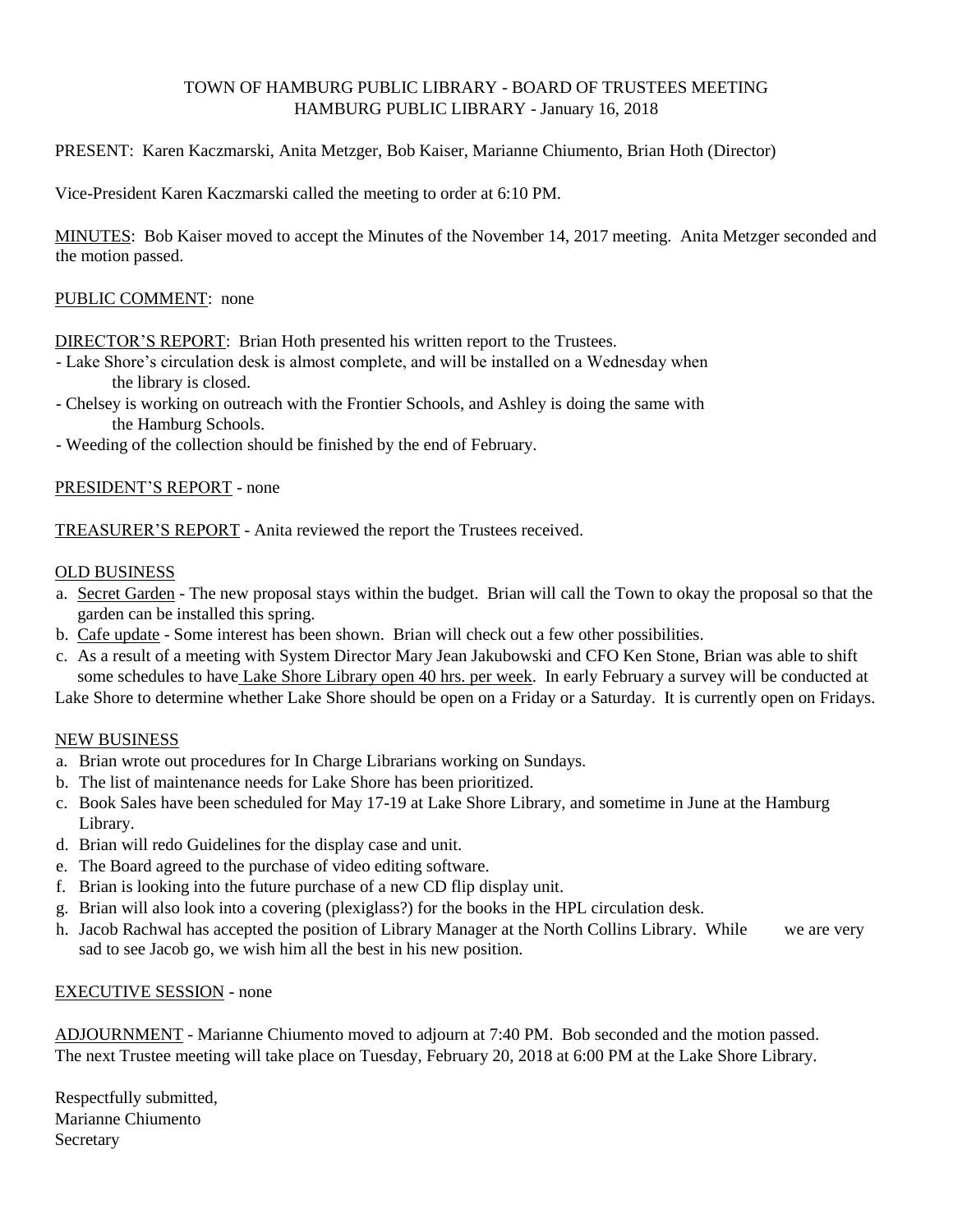TOWN OF HAMBURG PUBLIC LIBRARY - BOARD OF TRUSTEES MEETING
HAMBURG PUBLIC LIBRARY - January 16, 2018

PRESENT: Karen Kaczmarski, Anita Metzger, Bob Kaiser, Marianne Chiumento, Brian Hoth (Director)

Vice-President Karen Kaczmarski called the meeting to order at 6:10 PM.

MINUTES: Bob Kaiser moved to accept the Minutes of the November 14, 2017 meeting. Anita Metzger seconded and the motion passed.

PUBLIC COMMENT: none

DIRECTOR'S REPORT: Brian Hoth presented his written report to the Trustees.

- Lake Shore's circulation desk is almost complete, and will be installed on a Wednesday when the library is closed.
- Chelsey is working on outreach with the Frontier Schools, and Ashley is doing the same with the Hamburg Schools.
- Weeding of the collection should be finished by the end of February.

PRESIDENT'S REPORT - none

TREASURER'S REPORT - Anita reviewed the report the Trustees received.

OLD BUSINESS

a. Secret Garden - The new proposal stays within the budget. Brian will call the Town to okay the proposal so that the garden can be installed this spring.
b. Cafe update - Some interest has been shown. Brian will check out a few other possibilities.
c. As a result of a meeting with System Director Mary Jean Jakubowski and CFO Ken Stone, Brian was able to shift some schedules to have Lake Shore Library open 40 hrs. per week. In early February a survey will be conducted at Lake Shore to determine whether Lake Shore should be open on a Friday or a Saturday. It is currently open on Fridays.

NEW BUSINESS

a. Brian wrote out procedures for In Charge Librarians working on Sundays.
b. The list of maintenance needs for Lake Shore has been prioritized.
c. Book Sales have been scheduled for May 17-19 at Lake Shore Library, and sometime in June at the Hamburg Library.
d. Brian will redo Guidelines for the display case and unit.
e. The Board agreed to the purchase of video editing software.
f. Brian is looking into the future purchase of a new CD flip display unit.
g. Brian will also look into a covering (plexiglass?) for the books in the HPL circulation desk.
h. Jacob Rachwal has accepted the position of Library Manager at the North Collins Library. While we are very sad to see Jacob go, we wish him all the best in his new position.

EXECUTIVE SESSION - none

ADJOURNMENT - Marianne Chiumento moved to adjourn at 7:40 PM. Bob seconded and the motion passed.
The next Trustee meeting will take place on Tuesday, February 20, 2018 at 6:00 PM at the Lake Shore Library.

Respectfully submitted,
Marianne Chiumento
Secretary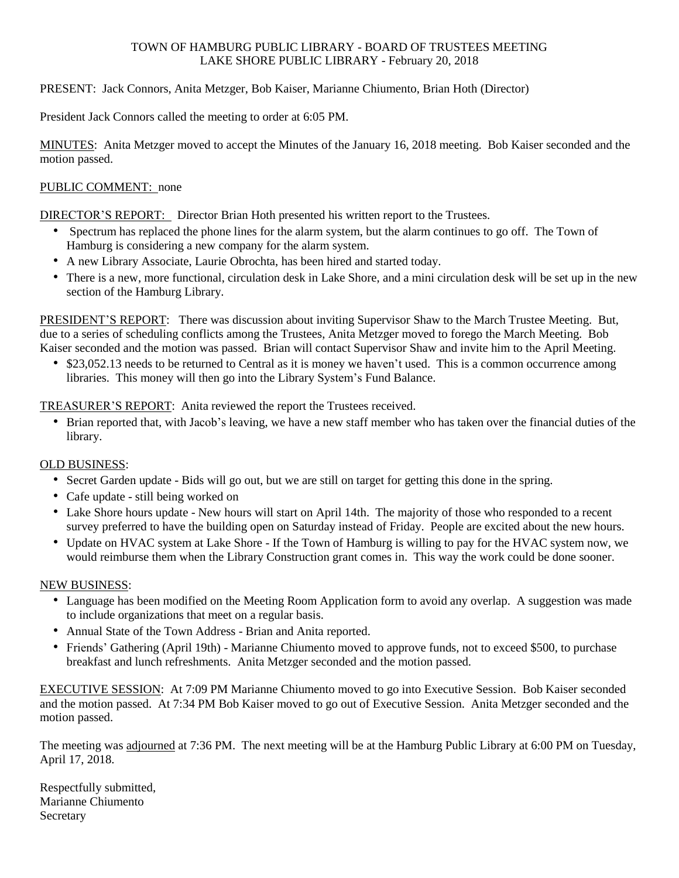TOWN OF HAMBURG PUBLIC LIBRARY - BOARD OF TRUSTEES MEETING
LAKE SHORE PUBLIC LIBRARY - February 20, 2018

PRESENT: Jack Connors, Anita Metzger, Bob Kaiser, Marianne Chiumento, Brian Hoth (Director)

President Jack Connors called the meeting to order at 6:05 PM.

MINUTES: Anita Metzger moved to accept the Minutes of the January 16, 2018 meeting. Bob Kaiser seconded and the motion passed.

PUBLIC COMMENT: none

DIRECTOR'S REPORT: Director Brian Hoth presented his written report to the Trustees.

- Spectrum has replaced the phone lines for the alarm system, but the alarm continues to go off. The Town of Hamburg is considering a new company for the alarm system.
- A new Library Associate, Laurie Obrochta, has been hired and started today.
- There is a new, more functional, circulation desk in Lake Shore, and a mini circulation desk will be set up in the new section of the Hamburg Library.

PRESIDENT'S REPORT: There was discussion about inviting Supervisor Shaw to the March Trustee Meeting. But, due to a series of scheduling conflicts among the Trustees, Anita Metzger moved to forego the March Meeting. Bob Kaiser seconded and the motion was passed. Brian will contact Supervisor Shaw and invite him to the April Meeting.

- $23,052.13 needs to be returned to Central as it is money we haven't used. This is a common occurrence among libraries. This money will then go into the Library System's Fund Balance.

TREASURER'S REPORT: Anita reviewed the report the Trustees received.

- Brian reported that, with Jacob's leaving, we have a new staff member who has taken over the financial duties of the library.

OLD BUSINESS:

- Secret Garden update - Bids will go out, but we are still on target for getting this done in the spring.
- Cafe update - still being worked on
- Lake Shore hours update - New hours will start on April 14th. The majority of those who responded to a recent survey preferred to have the building open on Saturday instead of Friday. People are excited about the new hours.
- Update on HVAC system at Lake Shore - If the Town of Hamburg is willing to pay for the HVAC system now, we would reimburse them when the Library Construction grant comes in. This way the work could be done sooner.

NEW BUSINESS:

- Language has been modified on the Meeting Room Application form to avoid any overlap. A suggestion was made to include organizations that meet on a regular basis.
- Annual State of the Town Address - Brian and Anita reported.
- Friends' Gathering (April 19th) - Marianne Chiumento moved to approve funds, not to exceed $500, to purchase breakfast and lunch refreshments. Anita Metzger seconded and the motion passed.

EXECUTIVE SESSION: At 7:09 PM Marianne Chiumento moved to go into Executive Session. Bob Kaiser seconded and the motion passed. At 7:34 PM Bob Kaiser moved to go out of Executive Session. Anita Metzger seconded and the motion passed.

The meeting was adjourned at 7:36 PM. The next meeting will be at the Hamburg Public Library at 6:00 PM on Tuesday, April 17, 2018.

Respectfully submitted,
Marianne Chiumento
Secretary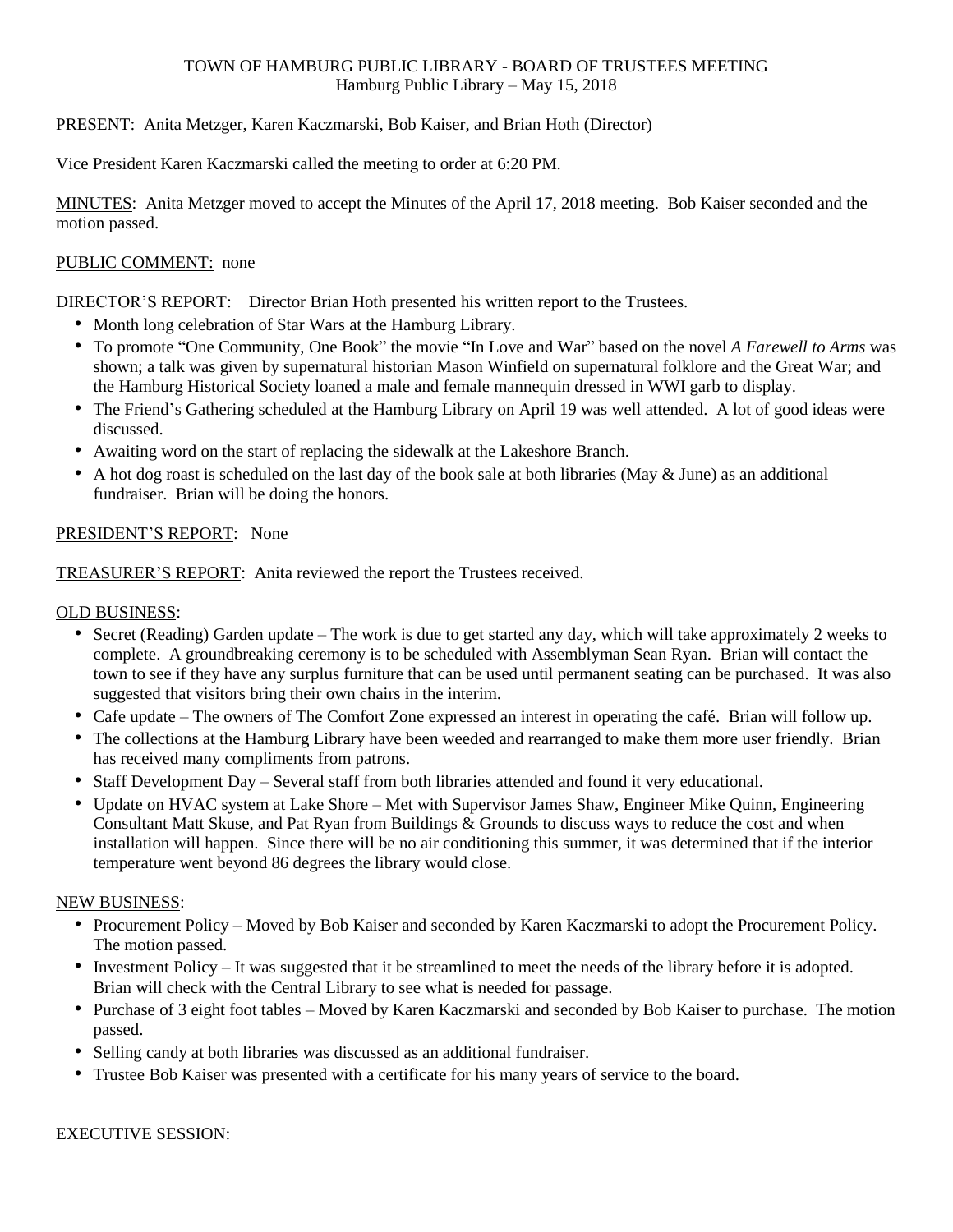TOWN OF HAMBURG PUBLIC LIBRARY - BOARD OF TRUSTEES MEETING
Hamburg Public Library – May 15, 2018

PRESENT: Anita Metzger, Karen Kaczmarski, Bob Kaiser, and Brian Hoth (Director)

Vice President Karen Kaczmarski called the meeting to order at 6:20 PM.

MINUTES: Anita Metzger moved to accept the Minutes of the April 17, 2018 meeting. Bob Kaiser seconded and the motion passed.

PUBLIC COMMENT: none

DIRECTOR'S REPORT: Director Brian Hoth presented his written report to the Trustees.

- Month long celebration of Star Wars at the Hamburg Library.
- To promote "One Community, One Book" the movie "In Love and War" based on the novel *A Farewell to Arms* was shown; a talk was given by supernatural historian Mason Winfield on supernatural folklore and the Great War; and the Hamburg Historical Society loaned a male and female mannequin dressed in WWI garb to display.
- The Friend's Gathering scheduled at the Hamburg Library on April 19 was well attended. A lot of good ideas were discussed.
- Awaiting word on the start of replacing the sidewalk at the Lakeshore Branch.
- A hot dog roast is scheduled on the last day of the book sale at both libraries (May & June) as an additional fundraiser. Brian will be doing the honors.

PRESIDENT'S REPORT: None

TREASURER'S REPORT: Anita reviewed the report the Trustees received.

OLD BUSINESS:

- Secret (Reading) Garden update – The work is due to get started any day, which will take approximately 2 weeks to complete. A groundbreaking ceremony is to be scheduled with Assemblyman Sean Ryan. Brian will contact the town to see if they have any surplus furniture that can be used until permanent seating can be purchased. It was also suggested that visitors bring their own chairs in the interim.
- Cafe update – The owners of The Comfort Zone expressed an interest in operating the café. Brian will follow up.
- The collections at the Hamburg Library have been weeded and rearranged to make them more user friendly. Brian has received many compliments from patrons.
- Staff Development Day – Several staff from both libraries attended and found it very educational.
- Update on HVAC system at Lake Shore – Met with Supervisor James Shaw, Engineer Mike Quinn, Engineering Consultant Matt Skuse, and Pat Ryan from Buildings & Grounds to discuss ways to reduce the cost and when installation will happen. Since there will be no air conditioning this summer, it was determined that if the interior temperature went beyond 86 degrees the library would close.

NEW BUSINESS:

- Procurement Policy – Moved by Bob Kaiser and seconded by Karen Kaczmarski to adopt the Procurement Policy. The motion passed.
- Investment Policy – It was suggested that it be streamlined to meet the needs of the library before it is adopted. Brian will check with the Central Library to see what is needed for passage.
- Purchase of 3 eight foot tables – Moved by Karen Kaczmarski and seconded by Bob Kaiser to purchase. The motion passed.
- Selling candy at both libraries was discussed as an additional fundraiser.
- Trustee Bob Kaiser was presented with a certificate for his many years of service to the board.

EXECUTIVE SESSION: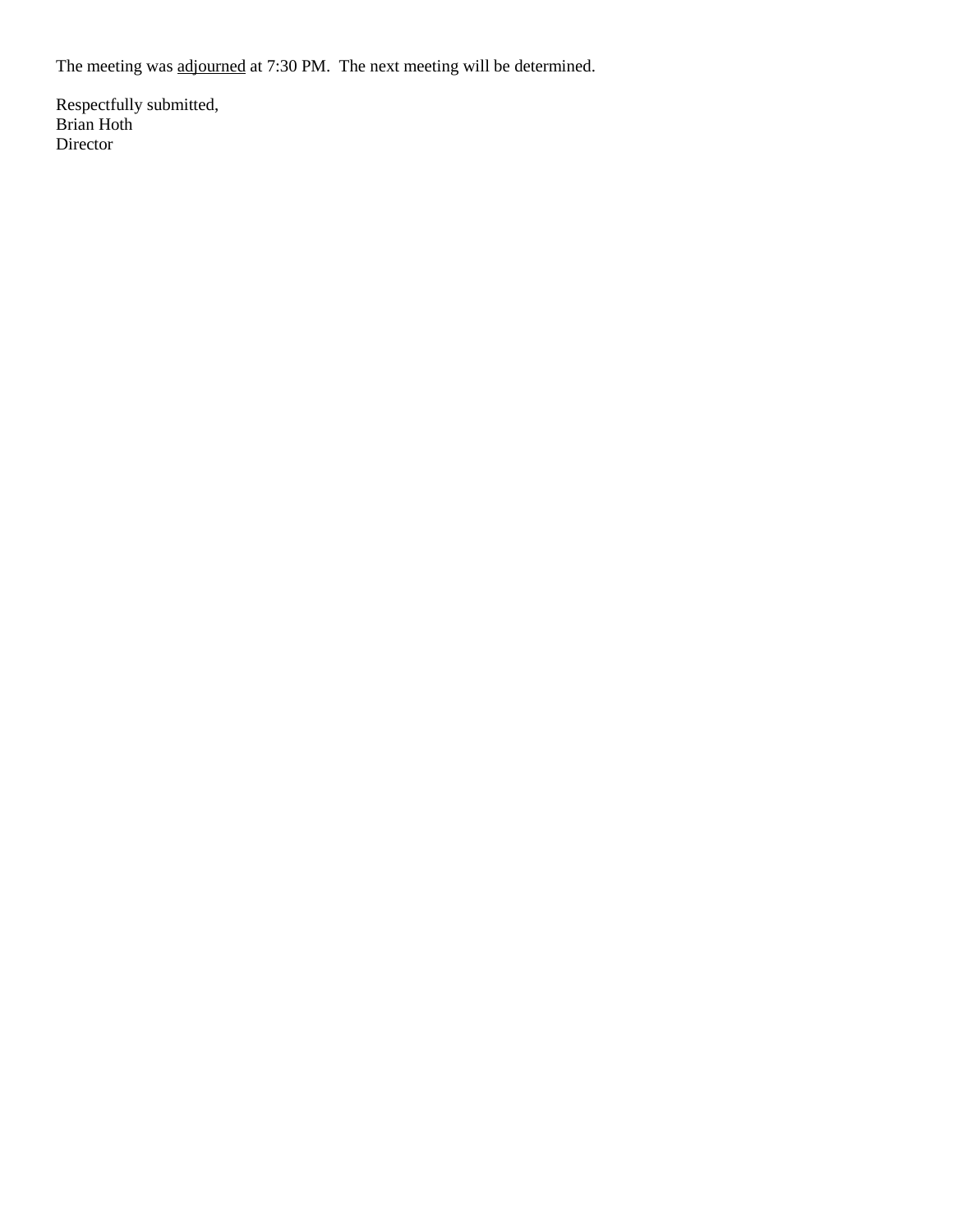The meeting was <u>adjourned</u> at 7:30 PM.  The next meeting will be determined.

Respectfully submitted,  
Brian Hoth  
Director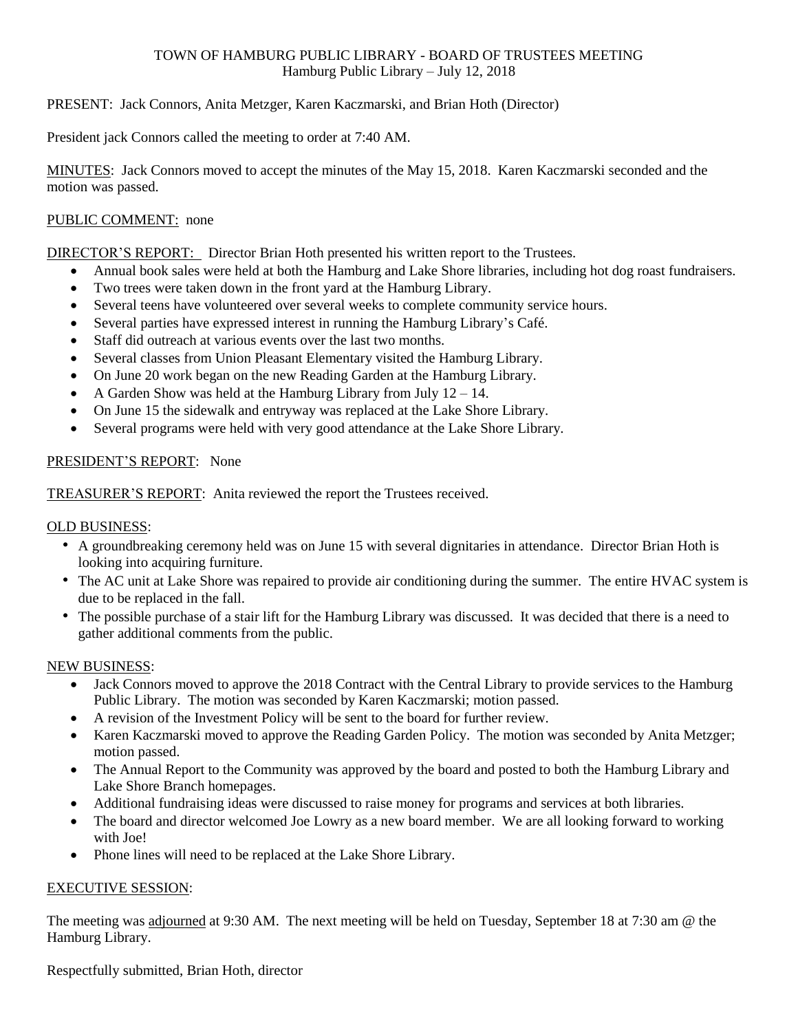TOWN OF HAMBURG PUBLIC LIBRARY - BOARD OF TRUSTEES MEETING
Hamburg Public Library – July 12, 2018

PRESENT: Jack Connors, Anita Metzger, Karen Kaczmarski, and Brian Hoth (Director)

President jack Connors called the meeting to order at 7:40 AM.

MINUTES: Jack Connors moved to accept the minutes of the May 15, 2018. Karen Kaczmarski seconded and the motion was passed.

PUBLIC COMMENT: none

DIRECTOR'S REPORT: Director Brian Hoth presented his written report to the Trustees.

- Annual book sales were held at both the Hamburg and Lake Shore libraries, including hot dog roast fundraisers.
- Two trees were taken down in the front yard at the Hamburg Library.
- Several teens have volunteered over several weeks to complete community service hours.
- Several parties have expressed interest in running the Hamburg Library's Café.
- Staff did outreach at various events over the last two months.
- Several classes from Union Pleasant Elementary visited the Hamburg Library.
- On June 20 work began on the new Reading Garden at the Hamburg Library.
- A Garden Show was held at the Hamburg Library from July 12 – 14.
- On June 15 the sidewalk and entryway was replaced at the Lake Shore Library.
- Several programs were held with very good attendance at the Lake Shore Library.

PRESIDENT'S REPORT: None

TREASURER'S REPORT: Anita reviewed the report the Trustees received.

OLD BUSINESS:

- A groundbreaking ceremony held was on June 15 with several dignitaries in attendance. Director Brian Hoth is looking into acquiring furniture.
- The AC unit at Lake Shore was repaired to provide air conditioning during the summer. The entire HVAC system is due to be replaced in the fall.
- The possible purchase of a stair lift for the Hamburg Library was discussed. It was decided that there is a need to gather additional comments from the public.

NEW BUSINESS:

- Jack Connors moved to approve the 2018 Contract with the Central Library to provide services to the Hamburg Public Library. The motion was seconded by Karen Kaczmarski; motion passed.
- A revision of the Investment Policy will be sent to the board for further review.
- Karen Kaczmarski moved to approve the Reading Garden Policy. The motion was seconded by Anita Metzger; motion passed.
- The Annual Report to the Community was approved by the board and posted to both the Hamburg Library and Lake Shore Branch homepages.
- Additional fundraising ideas were discussed to raise money for programs and services at both libraries.
- The board and director welcomed Joe Lowry as a new board member. We are all looking forward to working with Joe!
- Phone lines will need to be replaced at the Lake Shore Library.

EXECUTIVE SESSION:

The meeting was adjourned at 9:30 AM. The next meeting will be held on Tuesday, September 18 at 7:30 am @ the Hamburg Library.

Respectfully submitted, Brian Hoth, director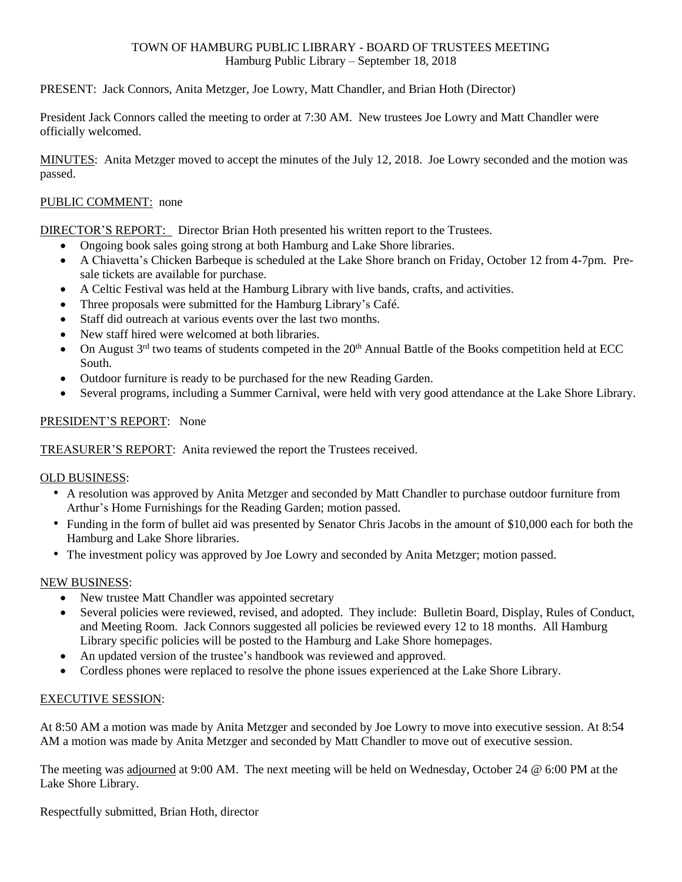TOWN OF HAMBURG PUBLIC LIBRARY - BOARD OF TRUSTEES MEETING
Hamburg Public Library – September 18, 2018

PRESENT: Jack Connors, Anita Metzger, Joe Lowry, Matt Chandler, and Brian Hoth (Director)

President Jack Connors called the meeting to order at 7:30 AM. New trustees Joe Lowry and Matt Chandler were officially welcomed.

MINUTES: Anita Metzger moved to accept the minutes of the July 12, 2018. Joe Lowry seconded and the motion was passed.

PUBLIC COMMENT: none

DIRECTOR'S REPORT: Director Brian Hoth presented his written report to the Trustees.

- Ongoing book sales going strong at both Hamburg and Lake Shore libraries.
- A Chiavetta's Chicken Barbeque is scheduled at the Lake Shore branch on Friday, October 12 from 4-7pm. Pre-sale tickets are available for purchase.
- A Celtic Festival was held at the Hamburg Library with live bands, crafts, and activities.
- Three proposals were submitted for the Hamburg Library's Café.
- Staff did outreach at various events over the last two months.
- New staff hired were welcomed at both libraries.
- On August 3rd two teams of students competed in the 20th Annual Battle of the Books competition held at ECC South.
- Outdoor furniture is ready to be purchased for the new Reading Garden.
- Several programs, including a Summer Carnival, were held with very good attendance at the Lake Shore Library.

PRESIDENT'S REPORT: None

TREASURER'S REPORT: Anita reviewed the report the Trustees received.

OLD BUSINESS:

- A resolution was approved by Anita Metzger and seconded by Matt Chandler to purchase outdoor furniture from Arthur's Home Furnishings for the Reading Garden; motion passed.
- Funding in the form of bullet aid was presented by Senator Chris Jacobs in the amount of $10,000 each for both the Hamburg and Lake Shore libraries.
- The investment policy was approved by Joe Lowry and seconded by Anita Metzger; motion passed.

NEW BUSINESS:

- New trustee Matt Chandler was appointed secretary
- Several policies were reviewed, revised, and adopted. They include: Bulletin Board, Display, Rules of Conduct, and Meeting Room. Jack Connors suggested all policies be reviewed every 12 to 18 months. All Hamburg Library specific policies will be posted to the Hamburg and Lake Shore homepages.
- An updated version of the trustee's handbook was reviewed and approved.
- Cordless phones were replaced to resolve the phone issues experienced at the Lake Shore Library.

EXECUTIVE SESSION:

At 8:50 AM a motion was made by Anita Metzger and seconded by Joe Lowry to move into executive session. At 8:54 AM a motion was made by Anita Metzger and seconded by Matt Chandler to move out of executive session.

The meeting was adjourned at 9:00 AM. The next meeting will be held on Wednesday, October 24 @ 6:00 PM at the Lake Shore Library.

Respectfully submitted, Brian Hoth, director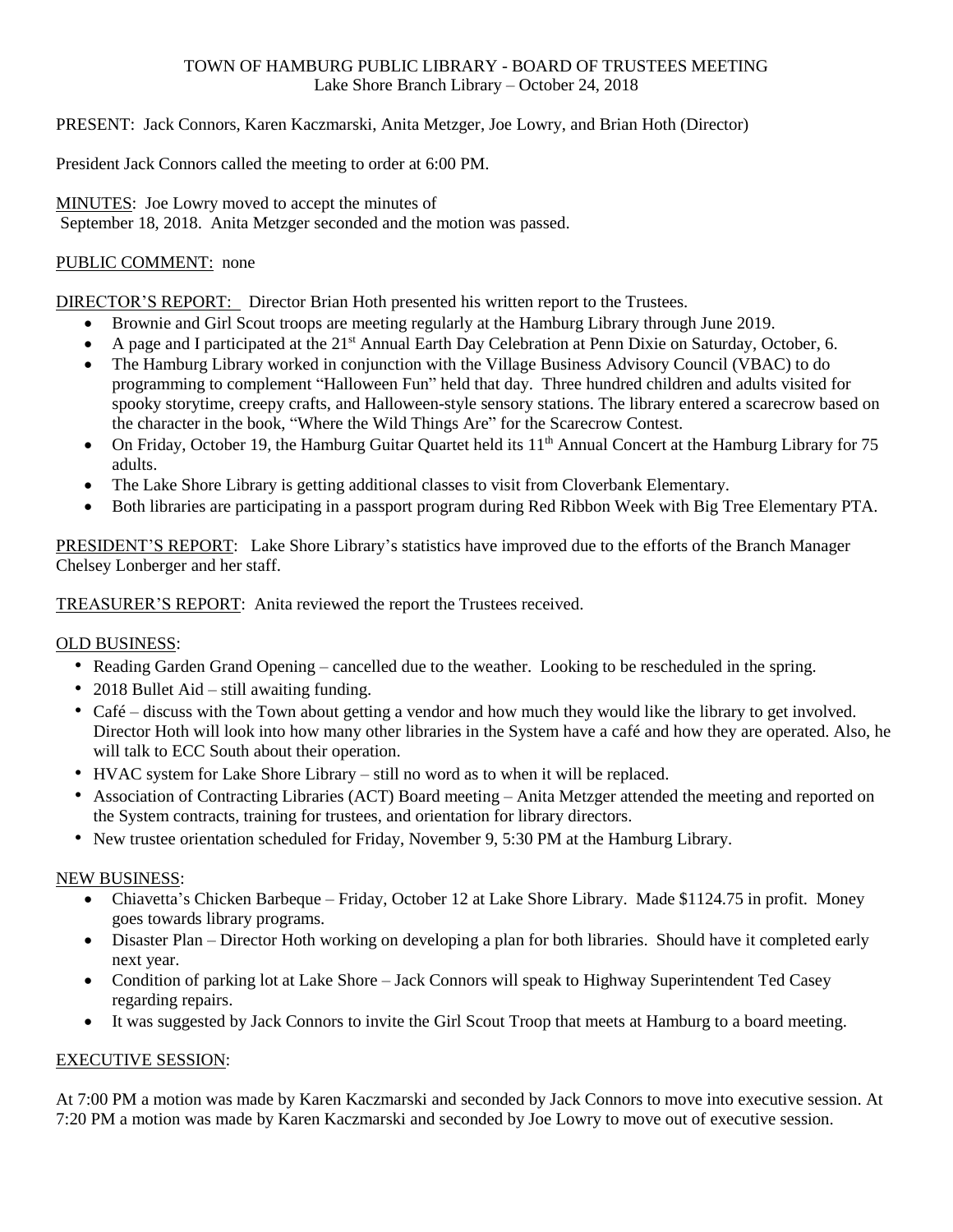TOWN OF HAMBURG PUBLIC LIBRARY - BOARD OF TRUSTEES MEETING
Lake Shore Branch Library – October 24, 2018

PRESENT: Jack Connors, Karen Kaczmarski, Anita Metzger, Joe Lowry, and Brian Hoth (Director)

President Jack Connors called the meeting to order at 6:00 PM.

MINUTES: Joe Lowry moved to accept the minutes of
September 18, 2018. Anita Metzger seconded and the motion was passed.

PUBLIC COMMENT: none

DIRECTOR'S REPORT: Director Brian Hoth presented his written report to the Trustees.

- Brownie and Girl Scout troops are meeting regularly at the Hamburg Library through June 2019.
- A page and I participated at the 21st Annual Earth Day Celebration at Penn Dixie on Saturday, October, 6.
- The Hamburg Library worked in conjunction with the Village Business Advisory Council (VBAC) to do programming to complement "Halloween Fun" held that day. Three hundred children and adults visited for spooky storytime, creepy crafts, and Halloween-style sensory stations. The library entered a scarecrow based on the character in the book, "Where the Wild Things Are" for the Scarecrow Contest.
- On Friday, October 19, the Hamburg Guitar Quartet held its 11th Annual Concert at the Hamburg Library for 75 adults.
- The Lake Shore Library is getting additional classes to visit from Cloverbank Elementary.
- Both libraries are participating in a passport program during Red Ribbon Week with Big Tree Elementary PTA.

PRESIDENT'S REPORT: Lake Shore Library's statistics have improved due to the efforts of the Branch Manager Chelsey Lonberger and her staff.

TREASURER'S REPORT: Anita reviewed the report the Trustees received.

OLD BUSINESS:

- Reading Garden Grand Opening – cancelled due to the weather. Looking to be rescheduled in the spring.
- 2018 Bullet Aid – still awaiting funding.
- Café – discuss with the Town about getting a vendor and how much they would like the library to get involved. Director Hoth will look into how many other libraries in the System have a café and how they are operated. Also, he will talk to ECC South about their operation.
- HVAC system for Lake Shore Library – still no word as to when it will be replaced.
- Association of Contracting Libraries (ACT) Board meeting – Anita Metzger attended the meeting and reported on the System contracts, training for trustees, and orientation for library directors.
- New trustee orientation scheduled for Friday, November 9, 5:30 PM at the Hamburg Library.

NEW BUSINESS:

- Chiavetta's Chicken Barbeque – Friday, October 12 at Lake Shore Library. Made $1124.75 in profit. Money goes towards library programs.
- Disaster Plan – Director Hoth working on developing a plan for both libraries. Should have it completed early next year.
- Condition of parking lot at Lake Shore – Jack Connors will speak to Highway Superintendent Ted Casey regarding repairs.
- It was suggested by Jack Connors to invite the Girl Scout Troop that meets at Hamburg to a board meeting.

EXECUTIVE SESSION:

At 7:00 PM a motion was made by Karen Kaczmarski and seconded by Jack Connors to move into executive session. At 7:20 PM a motion was made by Karen Kaczmarski and seconded by Joe Lowry to move out of executive session.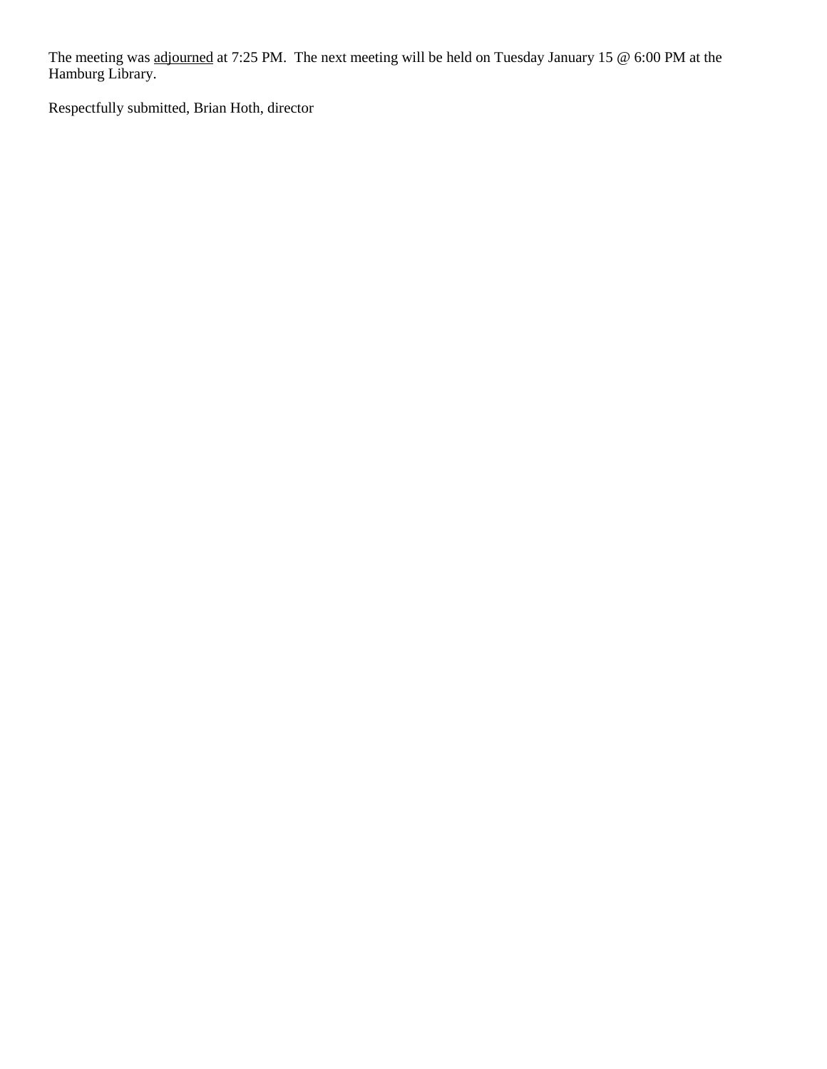The meeting was <u>adjourned</u> at 7:25 PM. The next meeting will be held on Tuesday January 15 @ 6:00 PM at the Hamburg Library.

Respectfully submitted, Brian Hoth, director